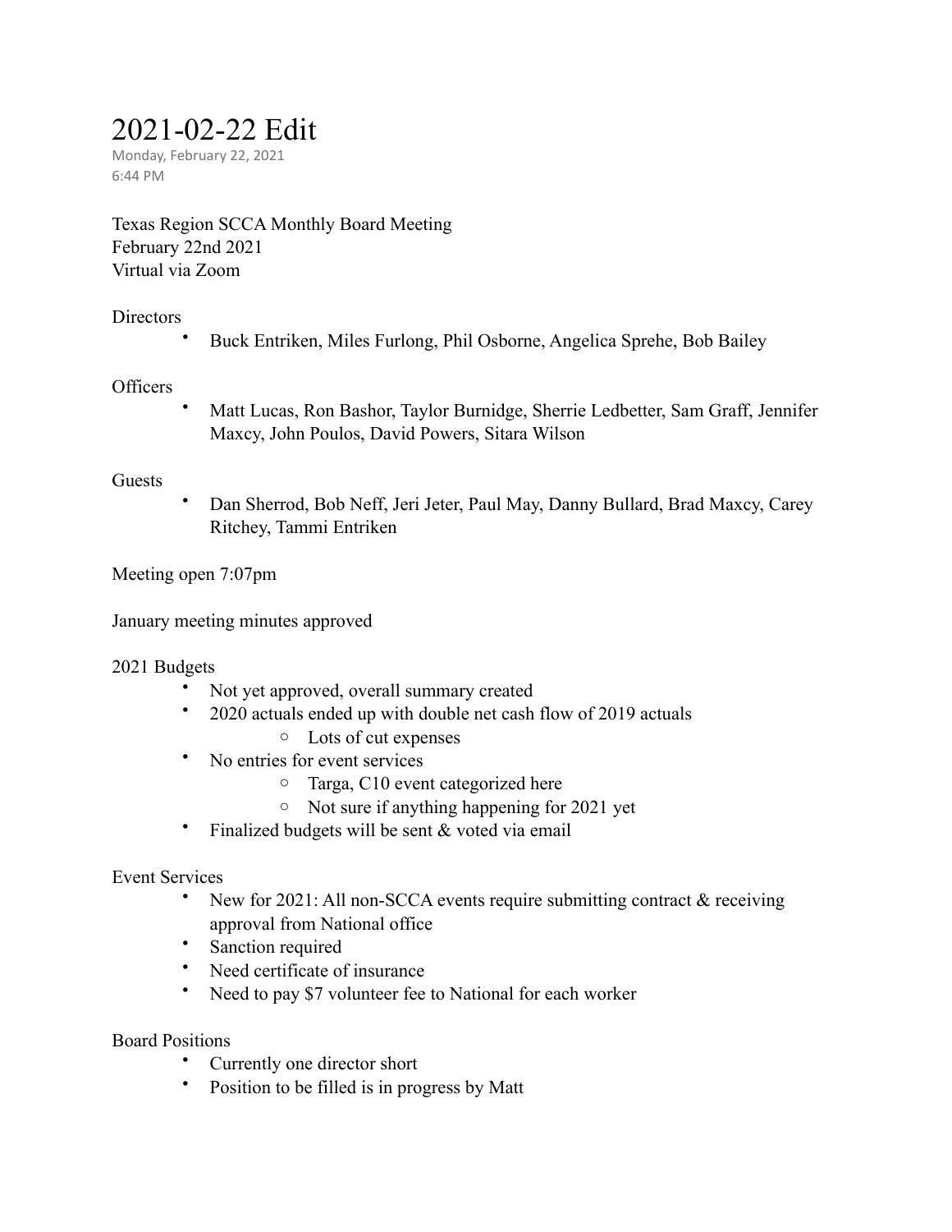# 2021-02-22 Edit

Monday, February 22, 2021
6:44 PM

Texas Region SCCA Monthly Board Meeting
February 22nd 2021
Virtual via Zoom

Directors

- Buck Entriken, Miles Furlong, Phil Osborne, Angelica Sprehe, Bob Bailey

Officers

- Matt Lucas, Ron Bashor, Taylor Burnidge, Sherrie Ledbetter, Sam Graff, Jennifer Maxcy, John Poulos, David Powers, Sitara Wilson

Guests

- Dan Sherrod, Bob Neff, Jeri Jeter, Paul May, Danny Bullard, Brad Maxcy, Carey Ritchey, Tammi Entriken

Meeting open 7:07pm

January meeting minutes approved

2021 Budgets

- Not yet approved, overall summary created
- 2020 actuals ended up with double net cash flow of 2019 actuals
  - Lots of cut expenses
- No entries for event services
  - Targa, C10 event categorized here
  - Not sure if anything happening for 2021 yet
- Finalized budgets will be sent & voted via email

Event Services

- New for 2021: All non-SCCA events require submitting contract & receiving approval from National office
- Sanction required
- Need certificate of insurance
- Need to pay $7 volunteer fee to National for each worker

Board Positions

- Currently one director short
- Position to be filled is in progress by Matt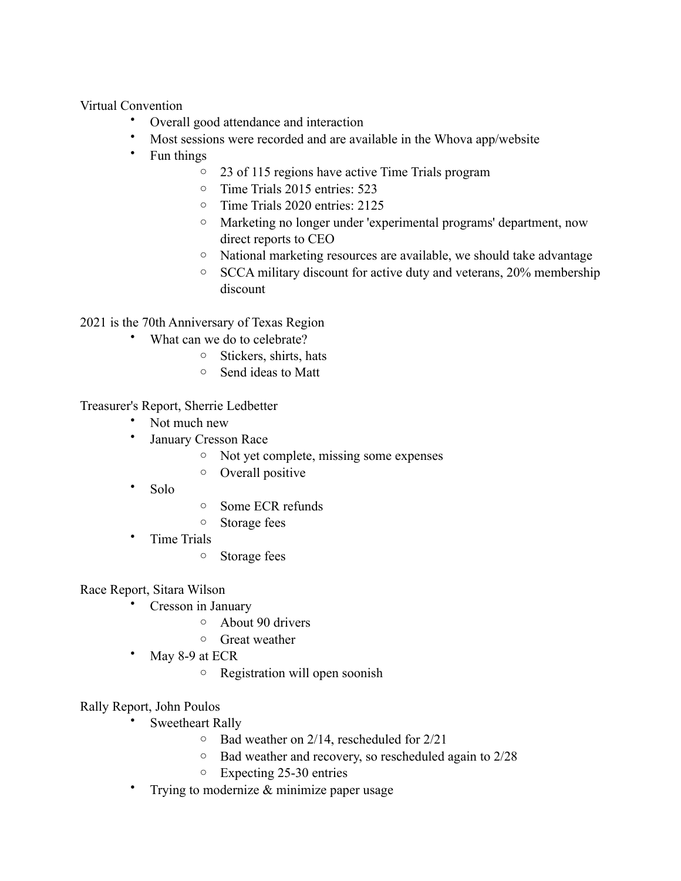Virtual Convention

- Overall good attendance and interaction
- Most sessions were recorded and are available in the Whova app/website
- Fun things
    - 23 of 115 regions have active Time Trials program
    - Time Trials 2015 entries: 523
    - Time Trials 2020 entries: 2125
    - Marketing no longer under 'experimental programs' department, now direct reports to CEO
    - National marketing resources are available, we should take advantage
    - SCCA military discount for active duty and veterans, 20% membership discount

2021 is the 70th Anniversary of Texas Region

- What can we do to celebrate?
    - Stickers, shirts, hats
    - Send ideas to Matt

Treasurer's Report, Sherrie Ledbetter

- Not much new
- January Cresson Race
    - Not yet complete, missing some expenses
    - Overall positive
- Solo
    - Some ECR refunds
    - Storage fees
- Time Trials
    - Storage fees

Race Report, Sitara Wilson

- Cresson in January
    - About 90 drivers
    - Great weather
- May 8-9 at ECR
    - Registration will open soonish

Rally Report, John Poulos

- Sweetheart Rally
    - Bad weather on 2/14, rescheduled for 2/21
    - Bad weather and recovery, so rescheduled again to 2/28
    - Expecting 25-30 entries
- Trying to modernize & minimize paper usage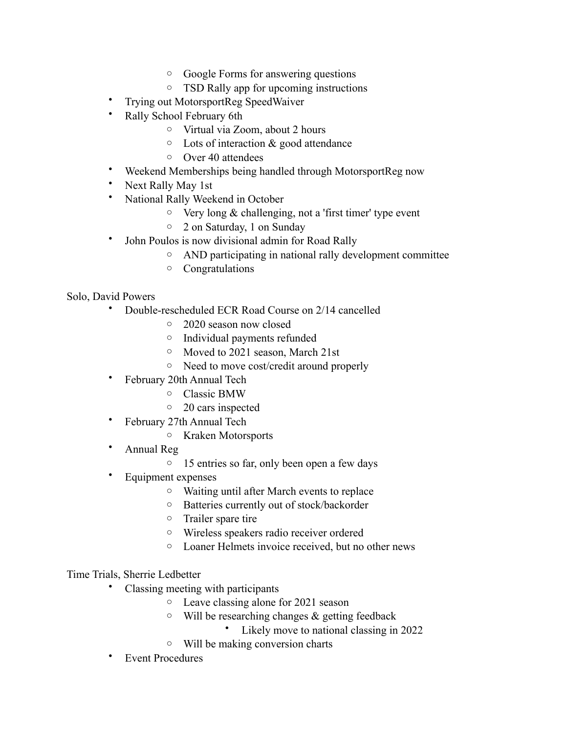- Google Forms for answering questions
    - TSD Rally app for upcoming instructions
- Trying out MotorsportReg SpeedWaiver
- Rally School February 6th
    - Virtual via Zoom, about 2 hours
    - Lots of interaction & good attendance
    - Over 40 attendees
- Weekend Memberships being handled through MotorsportReg now
- Next Rally May 1st
- National Rally Weekend in October
    - Very long & challenging, not a 'first timer' type event
    - 2 on Saturday, 1 on Sunday
- John Poulos is now divisional admin for Road Rally
    - AND participating in national rally development committee
    - Congratulations

Solo, David Powers

- Double-rescheduled ECR Road Course on 2/14 cancelled
    - 2020 season now closed
    - Individual payments refunded
    - Moved to 2021 season, March 21st
    - Need to move cost/credit around properly
- February 20th Annual Tech
    - Classic BMW
    - 20 cars inspected
- February 27th Annual Tech
    - Kraken Motorsports
- Annual Reg
    - 15 entries so far, only been open a few days
- Equipment expenses
    - Waiting until after March events to replace
    - Batteries currently out of stock/backorder
    - Trailer spare tire
    - Wireless speakers radio receiver ordered
    - Loaner Helmets invoice received, but no other news

Time Trials, Sherrie Ledbetter

- Classing meeting with participants
    - Leave classing alone for 2021 season
    - Will be researching changes & getting feedback
        - Likely move to national classing in 2022
    - Will be making conversion charts
- Event Procedures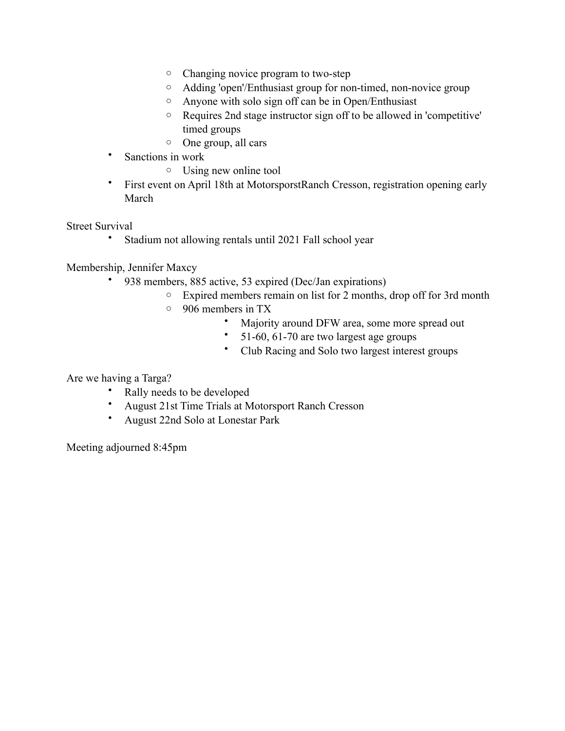- Changing novice program to two-step
    - Adding 'open'/Enthusiast group for non-timed, non-novice group
    - Anyone with solo sign off can be in Open/Enthusiast
    - Requires 2nd stage instructor sign off to be allowed in 'competitive' timed groups
    - One group, all cars
- Sanctions in work
    - Using new online tool
- First event on April 18th at MotorsporstRanch Cresson, registration opening early March

Street Survival

- Stadium not allowing rentals until 2021 Fall school year

Membership, Jennifer Maxcy

- 938 members, 885 active, 53 expired (Dec/Jan expirations)
    - Expired members remain on list for 2 months, drop off for 3rd month
    - 906 members in TX
        - Majority around DFW area, some more spread out
        - 51-60, 61-70 are two largest age groups
        - Club Racing and Solo two largest interest groups

Are we having a Targa?

- Rally needs to be developed
- August 21st Time Trials at Motorsport Ranch Cresson
- August 22nd Solo at Lonestar Park

Meeting adjourned 8:45pm